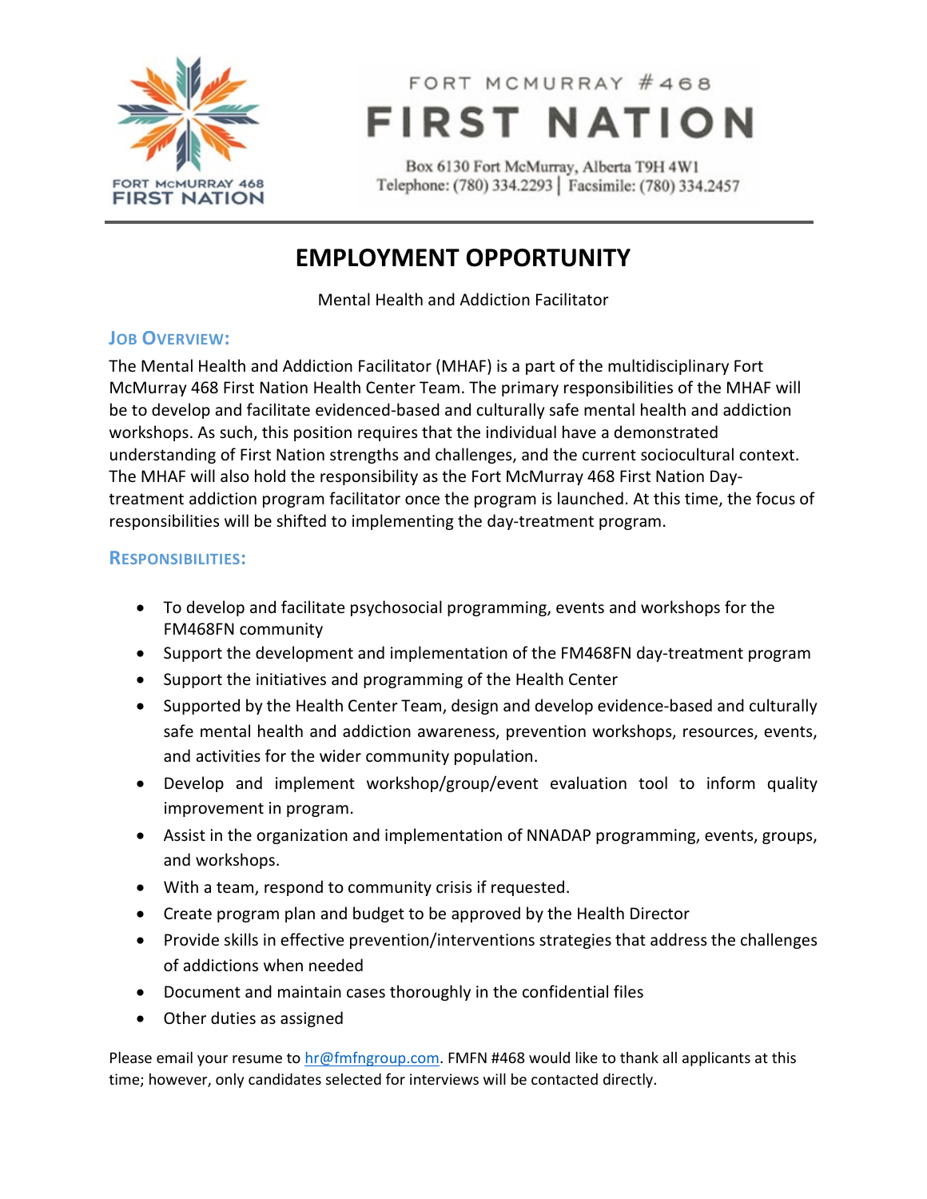FORT MCMURRAY #468

# FIRST NATION

Box 6130 Fort McMurray, Alberta T9H 4W1
Telephone: (780) 334.2293 | Facsimile: (780) 334.2457

## EMPLOYMENT OPPORTUNITY

Mental Health and Addiction Facilitator

### JOB OVERVIEW:

The Mental Health and Addiction Facilitator (MHAF) is a part of the multidisciplinary Fort McMurray 468 First Nation Health Center Team. The primary responsibilities of the MHAF will be to develop and facilitate evidenced-based and culturally safe mental health and addiction workshops. As such, this position requires that the individual have a demonstrated understanding of First Nation strengths and challenges, and the current sociocultural context. The MHAF will also hold the responsibility as the Fort McMurray 468 First Nation Day-treatment addiction program facilitator once the program is launched. At this time, the focus of responsibilities will be shifted to implementing the day-treatment program.

### RESPONSIBILITIES:

- To develop and facilitate psychosocial programming, events and workshops for the FM468FN community
- Support the development and implementation of the FM468FN day-treatment program
- Support the initiatives and programming of the Health Center
- Supported by the Health Center Team, design and develop evidence-based and culturally safe mental health and addiction awareness, prevention workshops, resources, events, and activities for the wider community population.
- Develop and implement workshop/group/event evaluation tool to inform quality improvement in program.
- Assist in the organization and implementation of NNADAP programming, events, groups, and workshops.
- With a team, respond to community crisis if requested.
- Create program plan and budget to be approved by the Health Director
- Provide skills in effective prevention/interventions strategies that address the challenges of addictions when needed
- Document and maintain cases thoroughly in the confidential files
- Other duties as assigned

Please email your resume to hr@fmfngroup.com. FMFN #468 would like to thank all applicants at this time; however, only candidates selected for interviews will be contacted directly.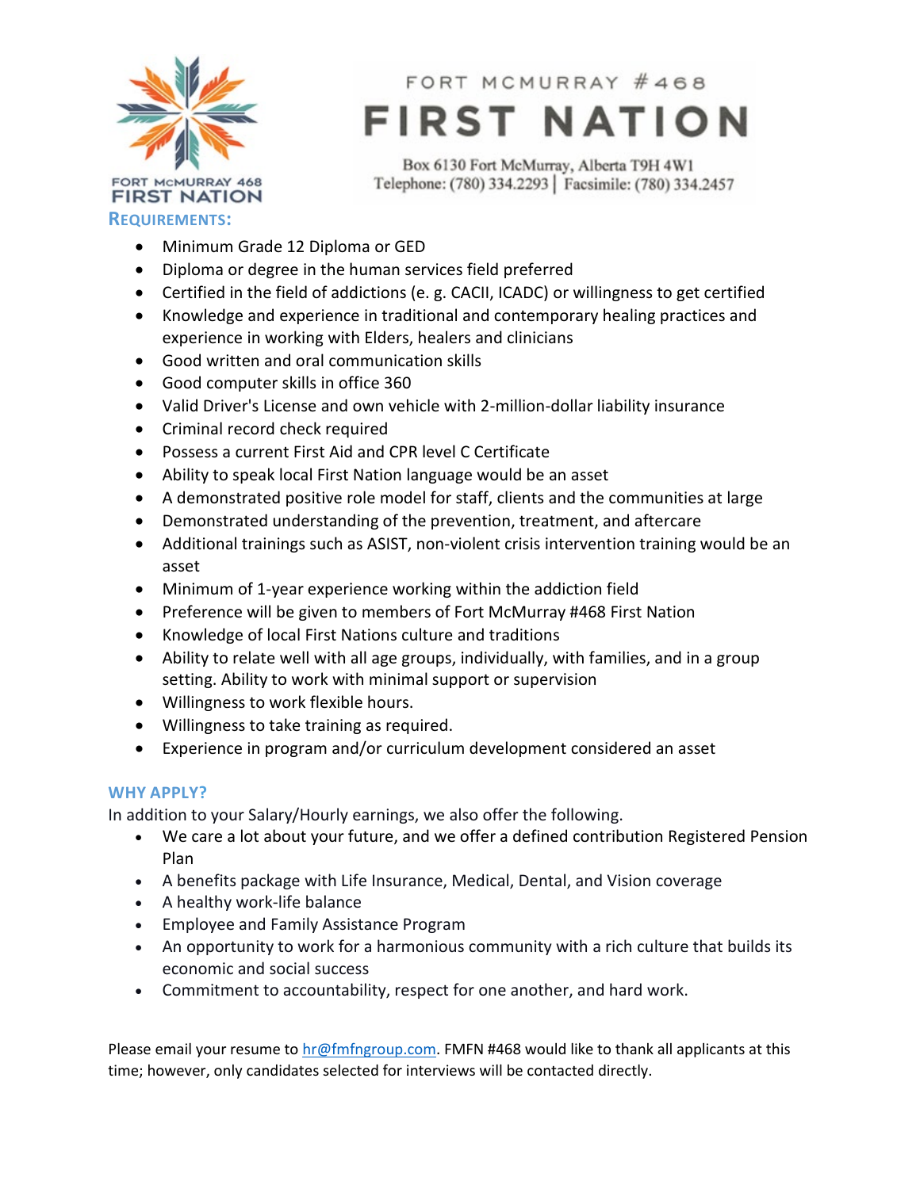# FORT MCMURRAY #468 FIRST NATION

Box 6130 Fort McMurray, Alberta T9H 4W1
Telephone: (780) 334.2293 | Facsimile: (780) 334.2457

## REQUIREMENTS:

- Minimum Grade 12 Diploma or GED
- Diploma or degree in the human services field preferred
- Certified in the field of addictions (e. g. CACII, ICADC) or willingness to get certified
- Knowledge and experience in traditional and contemporary healing practices and experience in working with Elders, healers and clinicians
- Good written and oral communication skills
- Good computer skills in office 360
- Valid Driver's License and own vehicle with 2-million-dollar liability insurance
- Criminal record check required
- Possess a current First Aid and CPR level C Certificate
- Ability to speak local First Nation language would be an asset
- A demonstrated positive role model for staff, clients and the communities at large
- Demonstrated understanding of the prevention, treatment, and aftercare
- Additional trainings such as ASIST, non-violent crisis intervention training would be an asset
- Minimum of 1-year experience working within the addiction field
- Preference will be given to members of Fort McMurray #468 First Nation
- Knowledge of local First Nations culture and traditions
- Ability to relate well with all age groups, individually, with families, and in a group setting. Ability to work with minimal support or supervision
- Willingness to work flexible hours.
- Willingness to take training as required.
- Experience in program and/or curriculum development considered an asset

## WHY APPLY?

In addition to your Salary/Hourly earnings, we also offer the following.

- We care a lot about your future, and we offer a defined contribution Registered Pension Plan
- A benefits package with Life Insurance, Medical, Dental, and Vision coverage
- A healthy work-life balance
- Employee and Family Assistance Program
- An opportunity to work for a harmonious community with a rich culture that builds its economic and social success
- Commitment to accountability, respect for one another, and hard work.

Please email your resume to hr@fmfngroup.com. FMFN #468 would like to thank all applicants at this time; however, only candidates selected for interviews will be contacted directly.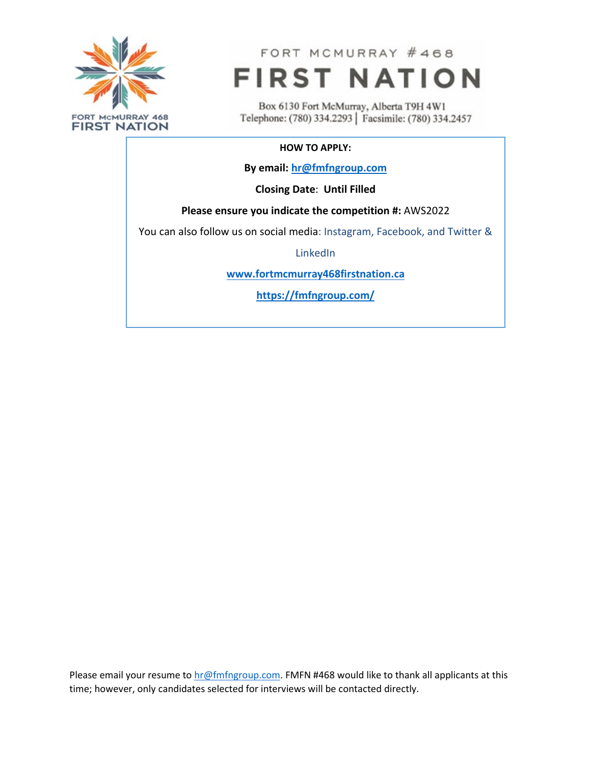FORT MCMURRAY #468

# FIRST NATION

Box 6130 Fort McMurray, Alberta T9H 4W1
Telephone: (780) 334.2293 | Facsimile: (780) 334.2457

**HOW TO APPLY:**

**By email: hr@fmfngroup.com**

**Closing Date: Until Filled**

**Please ensure you indicate the competition #:** AWS2022

You can also follow us on social media: Instagram, Facebook, and Twitter & LinkedIn

**www.fortmcmurray468firstnation.ca**

**https://fmfngroup.com/**

Please email your resume to hr@fmfngroup.com. FMFN #468 would like to thank all applicants at this time; however, only candidates selected for interviews will be contacted directly.